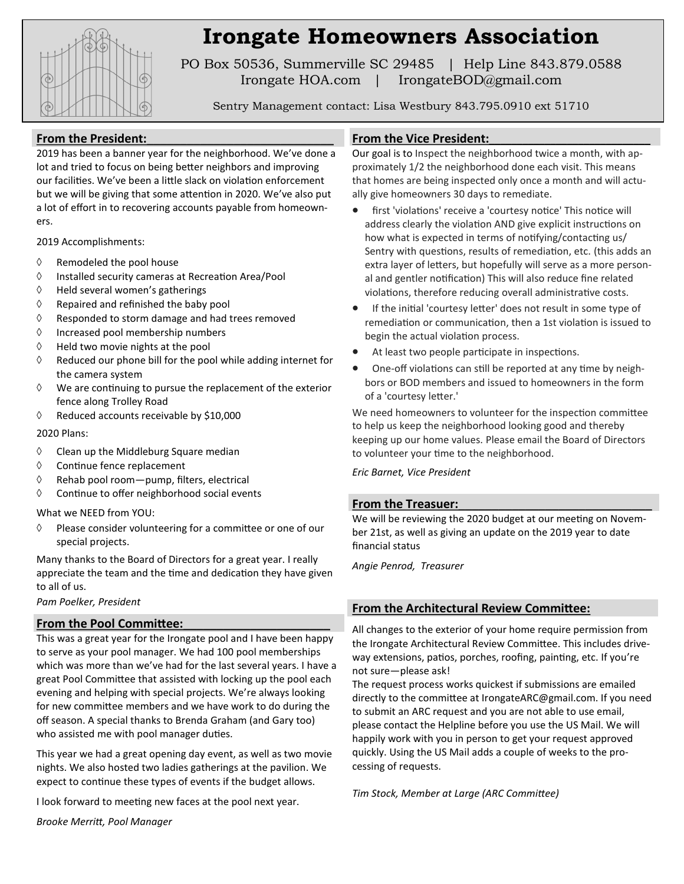# Irongate Homeowners Association

PO Box 50536, Summerville SC 29485 | Help Line 843.879.0588
Irongate HOA.com | IrongateBOD@gmail.com

Sentry Management contact: Lisa Westbury 843.795.0910 ext 51710

## From the President:

2019 has been a banner year for the neighborhood. We've done a lot and tried to focus on being better neighbors and improving our facilities. We've been a little slack on violation enforcement but we will be giving that some attention in 2020. We've also put a lot of effort in to recovering accounts payable from homeowners.

2019 Accomplishments:

- Remodeled the pool house
- Installed security cameras at Recreation Area/Pool
- Held several women's gatherings
- Repaired and refinished the baby pool
- Responded to storm damage and had trees removed
- Increased pool membership numbers
- Held two movie nights at the pool
- Reduced our phone bill for the pool while adding internet for the camera system
- We are continuing to pursue the replacement of the exterior fence along Trolley Road
- Reduced accounts receivable by $10,000

2020 Plans:

- Clean up the Middleburg Square median
- Continue fence replacement
- Rehab pool room—pump, filters, electrical
- Continue to offer neighborhood social events

What we NEED from YOU:

- Please consider volunteering for a committee or one of our special projects.

Many thanks to the Board of Directors for a great year. I really appreciate the team and the time and dedication they have given to all of us.

*Pam Poelker, President*

## From the Pool Committee:

This was a great year for the Irongate pool and I have been happy to serve as your pool manager. We had 100 pool memberships which was more than we've had for the last several years. I have a great Pool Committee that assisted with locking up the pool each evening and helping with special projects. We're always looking for new committee members and we have work to do during the off season. A special thanks to Brenda Graham (and Gary too) who assisted me with pool manager duties.

This year we had a great opening day event, as well as two movie nights. We also hosted two ladies gatherings at the pavilion. We expect to continue these types of events if the budget allows.

I look forward to meeting new faces at the pool next year.

*Brooke Merritt, Pool Manager*

## From the Vice President:

Our goal is to Inspect the neighborhood twice a month, with approximately 1/2 the neighborhood done each visit. This means that homes are being inspected only once a month and will actually give homeowners 30 days to remediate.

- first 'violations' receive a 'courtesy notice' This notice will address clearly the violation AND give explicit instructions on how what is expected in terms of notifying/contacting us/ Sentry with questions, results of remediation, etc. (this adds an extra layer of letters, but hopefully will serve as a more personal and gentler notification) This will also reduce fine related violations, therefore reducing overall administrative costs.
- If the initial 'courtesy letter' does not result in some type of remediation or communication, then a 1st violation is issued to begin the actual violation process.
- At least two people participate in inspections.
- One-off violations can still be reported at any time by neighbors or BOD members and issued to homeowners in the form of a 'courtesy letter.'

We need homeowners to volunteer for the inspection committee to help us keep the neighborhood looking good and thereby keeping up our home values. Please email the Board of Directors to volunteer your time to the neighborhood.

*Eric Barnet, Vice President*

## From the Treasuer:

We will be reviewing the 2020 budget at our meeting on November 21st, as well as giving an update on the 2019 year to date financial status

*Angie Penrod, Treasurer*

## From the Architectural Review Committee:

All changes to the exterior of your home require permission from the Irongate Architectural Review Committee. This includes driveway extensions, patios, porches, roofing, painting, etc. If you're not sure—please ask!

The request process works quickest if submissions are emailed directly to the committee at IrongateARC@gmail.com. If you need to submit an ARC request and you are not able to use email, please contact the Helpline before you use the US Mail. We will happily work with you in person to get your request approved quickly. Using the US Mail adds a couple of weeks to the processing of requests.

*Tim Stock, Member at Large (ARC Committee)*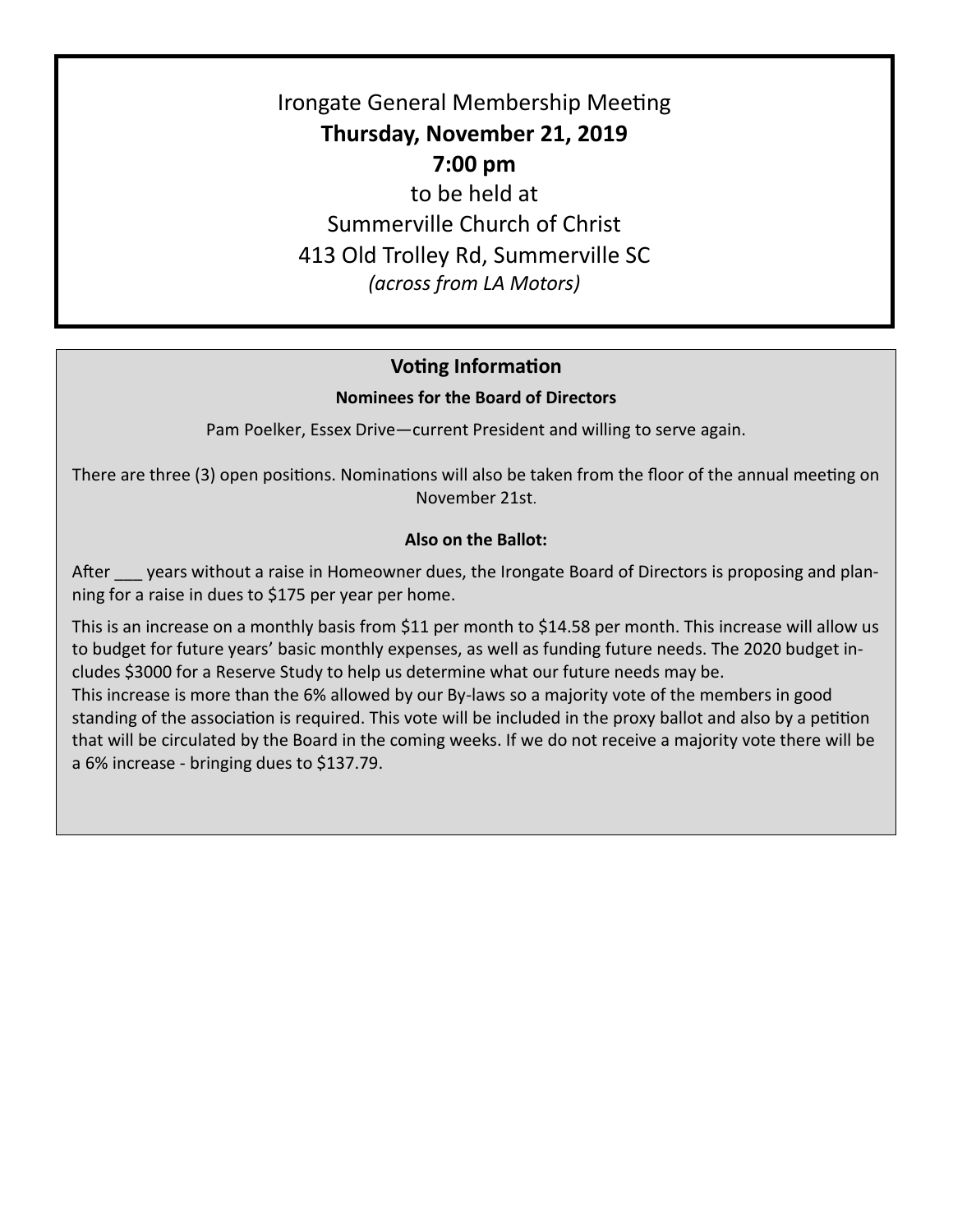Irongate General Membership Meeting

**Thursday, November 21, 2019**

**7:00 pm**

to be held at

Summerville Church of Christ

413 Old Trolley Rd, Summerville SC

*(across from LA Motors)*

## Voting Information

**Nominees for the Board of Directors**

Pam Poelker, Essex Drive—current President and willing to serve again.

There are three (3) open positions. Nominations will also be taken from the floor of the annual meeting on November 21st.

**Also on the Ballot:**

After ___ years without a raise in Homeowner dues, the Irongate Board of Directors is proposing and planning for a raise in dues to $175 per year per home.

This is an increase on a monthly basis from $11 per month to $14.58 per month. This increase will allow us to budget for future years' basic monthly expenses, as well as funding future needs. The 2020 budget includes $3000 for a Reserve Study to help us determine what our future needs may be.

This increase is more than the 6% allowed by our By-laws so a majority vote of the members in good standing of the association is required. This vote will be included in the proxy ballot and also by a petition that will be circulated by the Board in the coming weeks. If we do not receive a majority vote there will be a 6% increase - bringing dues to $137.79.